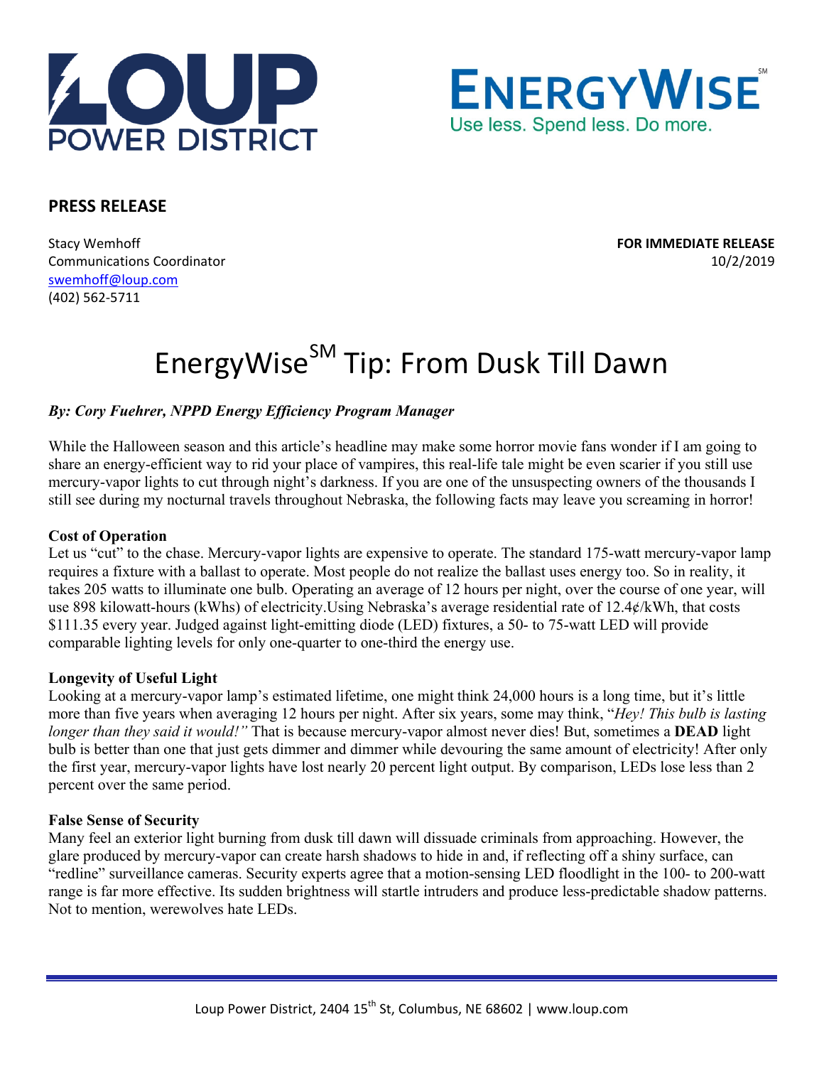LOUP POWER DISTRICT

ENERGYWISE[SM]
Use less. Spend less. Do more.

**PRESS RELEASE**

Stacy Wemhoff
Communications Coordinator
swemhoff@loup.com
(402) 562-5711

**FOR IMMEDIATE RELEASE**
10/2/2019

# EnergyWise[SM] Tip: From Dusk Till Dawn

***By: Cory Fuehrer, NPPD Energy Efficiency Program Manager***

While the Halloween season and this article's headline may make some horror movie fans wonder if I am going to share an energy-efficient way to rid your place of vampires, this real-life tale might be even scarier if you still use mercury-vapor lights to cut through night's darkness. If you are one of the unsuspecting owners of the thousands I still see during my nocturnal travels throughout Nebraska, the following facts may leave you screaming in horror!

**Cost of Operation**

Let us "cut" to the chase. Mercury-vapor lights are expensive to operate. The standard 175-watt mercury-vapor lamp requires a fixture with a ballast to operate. Most people do not realize the ballast uses energy too. So in reality, it takes 205 watts to illuminate one bulb. Operating an average of 12 hours per night, over the course of one year, will use 898 kilowatt-hours (kWhs) of electricity.Using Nebraska's average residential rate of 12.4¢/kWh, that costs $111.35 every year. Judged against light-emitting diode (LED) fixtures, a 50- to 75-watt LED will provide comparable lighting levels for only one-quarter to one-third the energy use.

**Longevity of Useful Light**

Looking at a mercury-vapor lamp's estimated lifetime, one might think 24,000 hours is a long time, but it's little more than five years when averaging 12 hours per night. After six years, some may think, "*Hey! This bulb is lasting longer than they said it would!"* That is because mercury-vapor almost never dies! But, sometimes a **DEAD** light bulb is better than one that just gets dimmer and dimmer while devouring the same amount of electricity! After only the first year, mercury-vapor lights have lost nearly 20 percent light output. By comparison, LEDs lose less than 2 percent over the same period.

**False Sense of Security**

Many feel an exterior light burning from dusk till dawn will dissuade criminals from approaching. However, the glare produced by mercury-vapor can create harsh shadows to hide in and, if reflecting off a shiny surface, can "redline" surveillance cameras. Security experts agree that a motion-sensing LED floodlight in the 100- to 200-watt range is far more effective. Its sudden brightness will startle intruders and produce less-predictable shadow patterns. Not to mention, werewolves hate LEDs.

Loup Power District, 2404 15th St, Columbus, NE 68602 | www.loup.com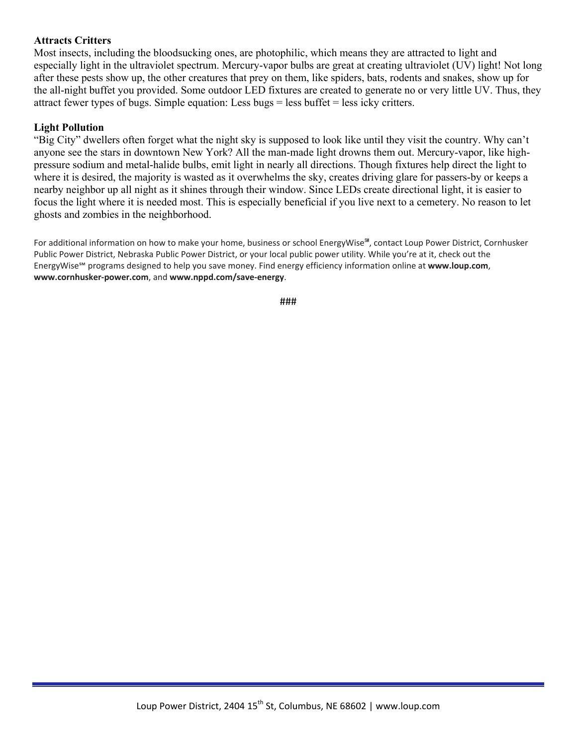**Attracts Critters**

Most insects, including the bloodsucking ones, are photophilic, which means they are attracted to light and especially light in the ultraviolet spectrum. Mercury-vapor bulbs are great at creating ultraviolet (UV) light! Not long after these pests show up, the other creatures that prey on them, like spiders, bats, rodents and snakes, show up for the all-night buffet you provided. Some outdoor LED fixtures are created to generate no or very little UV. Thus, they attract fewer types of bugs. Simple equation: Less bugs = less buffet = less icky critters.

**Light Pollution**

"Big City" dwellers often forget what the night sky is supposed to look like until they visit the country. Why can't anyone see the stars in downtown New York? All the man-made light drowns them out. Mercury-vapor, like high-pressure sodium and metal-halide bulbs, emit light in nearly all directions. Though fixtures help direct the light to where it is desired, the majority is wasted as it overwhelms the sky, creates driving glare for passers-by or keeps a nearby neighbor up all night as it shines through their window. Since LEDs create directional light, it is easier to focus the light where it is needed most. This is especially beneficial if you live next to a cemetery. No reason to let ghosts and zombies in the neighborhood.

For additional information on how to make your home, business or school EnergyWise℠, contact Loup Power District, Cornhusker Public Power District, Nebraska Public Power District, or your local public power utility. While you're at it, check out the EnergyWise℠ programs designed to help you save money. Find energy efficiency information online at **www.loup.com**, **www.cornhusker-power.com**, and **www.nppd.com/save-energy**.

###